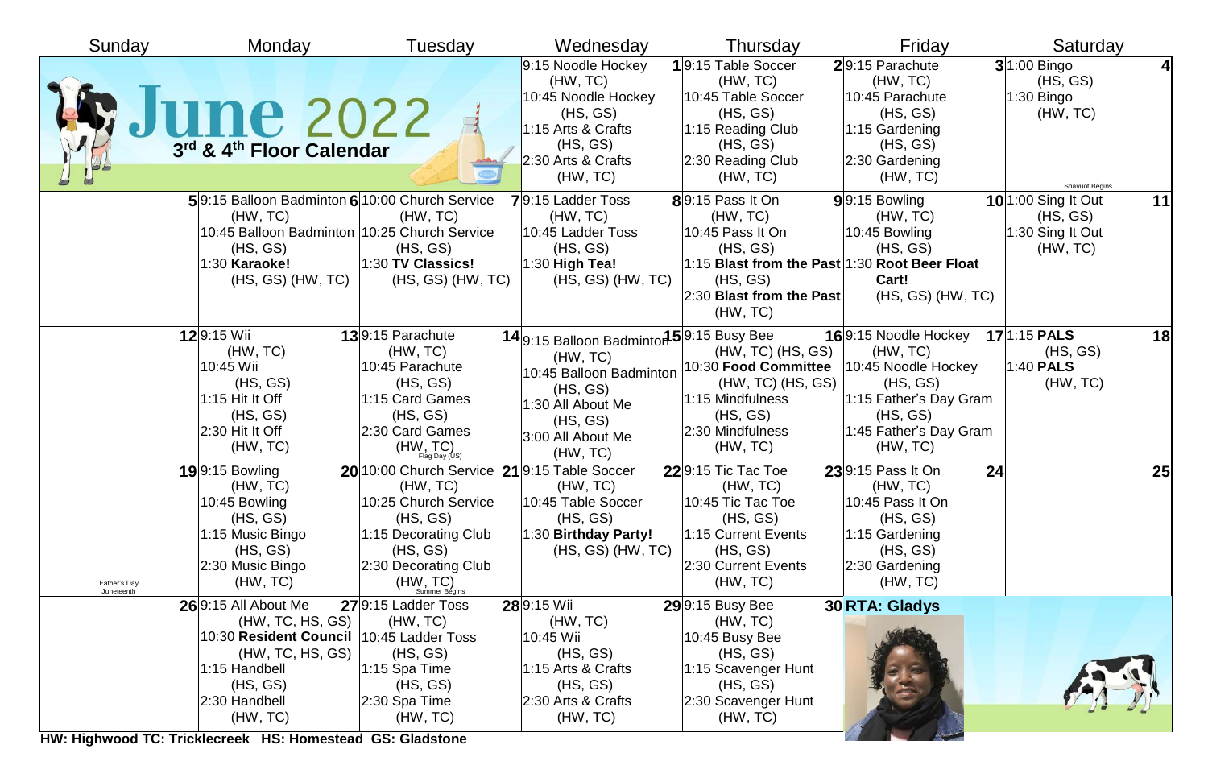# June 2022

## 3[rd] & 4[th] Floor Calendar

| Sunday | Monday | Tuesday | Wednesday | Thursday | Friday | Saturday |
|---|---|---|---|---|---|---|
| | | | **1** 9:15 Noodle Hockey (HW, TC)<br>10:45 Noodle Hockey (HS, GS)<br>1:15 Arts & Crafts (HS, GS)<br>2:30 Arts & Crafts (HW, TC) | **2** 9:15 Table Soccer (HW, TC)<br>10:45 Table Soccer (HS, GS)<br>1:15 Reading Club (HS, GS)<br>2:30 Reading Club (HW, TC) | **3** 9:15 Parachute (HW, TC)<br>10:45 Parachute (HS, GS)<br>1:15 Gardening (HS, GS)<br>2:30 Gardening (HW, TC) | **4** 1:00 Bingo (HS, GS)<br>1:30 Bingo (HW, TC)<br>Shavuot Begins |
| **5** | **6** 9:15 Balloon Badminton (HW, TC)<br>10:45 Balloon Badminton (HS, GS)<br>1:30 **Karaoke!** (HS, GS) (HW, TC) | **7** 10:00 Church Service (HW, TC)<br>10:25 Church Service (HS, GS)<br>1:30 **TV Classics!** (HS, GS) (HW, TC) | **8** 9:15 Ladder Toss (HW, TC)<br>10:45 Ladder Toss (HS, GS)<br>1:30 **High Tea!** (HS, GS) (HW, TC) | **9** 9:15 Pass It On (HW, TC)<br>10:45 Pass It On (HS, GS)<br>1:15 **Blast from the Past** (HS, GS)<br>2:30 **Blast from the Past** (HW, TC) | **10** 9:15 Bowling (HW, TC)<br>10:45 Bowling (HS, GS)<br>1:30 **Root Beer Float Cart!** (HS, GS) (HW, TC) | **11** 1:00 Sing It Out (HS, GS)<br>1:30 Sing It Out (HW, TC) |
| **12** | **13** 9:15 Wii (HW, TC)<br>10:45 Wii (HS, GS)<br>1:15 Hit It Off (HS, GS)<br>2:30 Hit It Off (HW, TC) | **14** 9:15 Parachute (HW, TC)<br>10:45 Parachute (HS, GS)<br>1:15 Card Games (HS, GS)<br>2:30 Card Games (HW, TC)<br>Flag Day (US) | **15** 9:15 Balloon Badminton (HW, TC)<br>10:45 Balloon Badminton (HS, GS)<br>1:30 All About Me (HS, GS)<br>3:00 All About Me (HW, TC) | **16** 9:15 Busy Bee (HW, TC) (HS, GS)<br>10:30 **Food Committee** (HW, TC) (HS, GS)<br>1:15 Mindfulness (HS, GS)<br>2:30 Mindfulness (HW, TC) | **17** 9:15 Noodle Hockey (HW, TC)<br>10:45 Noodle Hockey (HS, GS)<br>1:15 Father's Day Gram (HS, GS)<br>1:45 Father's Day Gram (HW, TC) | **18** 1:15 **PALS** (HS, GS)<br>1:40 **PALS** (HW, TC) |
| **19**<br>Father's Day<br>Juneteenth | **20** 9:15 Bowling (HW, TC)<br>10:45 Bowling (HS, GS)<br>1:15 Music Bingo (HS, GS)<br>2:30 Music Bingo (HW, TC) | **21** 10:00 Church Service (HW, TC)<br>10:25 Church Service (HS, GS)<br>1:15 Decorating Club (HS, GS)<br>2:30 Decorating Club (HW, TC)<br>Summer Begins | **22** 9:15 Table Soccer (HW, TC)<br>10:45 Table Soccer (HS, GS)<br>1:30 **Birthday Party!** (HS, GS) (HW, TC) | **23** 9:15 Tic Tac Toe (HW, TC)<br>10:45 Tic Tac Toe (HS, GS)<br>1:15 Current Events (HS, GS)<br>2:30 Current Events (HW, TC) | **24** 9:15 Pass It On (HW, TC)<br>10:45 Pass It On (HS, GS)<br>1:15 Gardening (HS, GS)<br>2:30 Gardening (HW, TC) | **25** |
| **26** | **27** 9:15 All About Me (HW, TC, HS, GS)<br>10:30 **Resident Council** (HW, TC, HS, GS)<br>1:15 Handbell (HS, GS)<br>2:30 Handbell (HW, TC) | **28** 9:15 Ladder Toss (HW, TC)<br>10:45 Ladder Toss (HS, GS)<br>1:15 Spa Time (HS, GS)<br>2:30 Spa Time (HW, TC) | **29** 9:15 Wii (HW, TC)<br>10:45 Wii (HS, GS)<br>1:15 Arts & Crafts (HS, GS)<br>2:30 Arts & Crafts (HW, TC) | **30** 9:15 Busy Bee (HW, TC)<br>10:45 Busy Bee (HS, GS)<br>1:15 Scavenger Hunt (HS, GS)<br>2:30 Scavenger Hunt (HW, TC) | **RTA: Gladys** | |

**HW: Highwood TC: Tricklecreek HS: Homestead GS: Gladstone**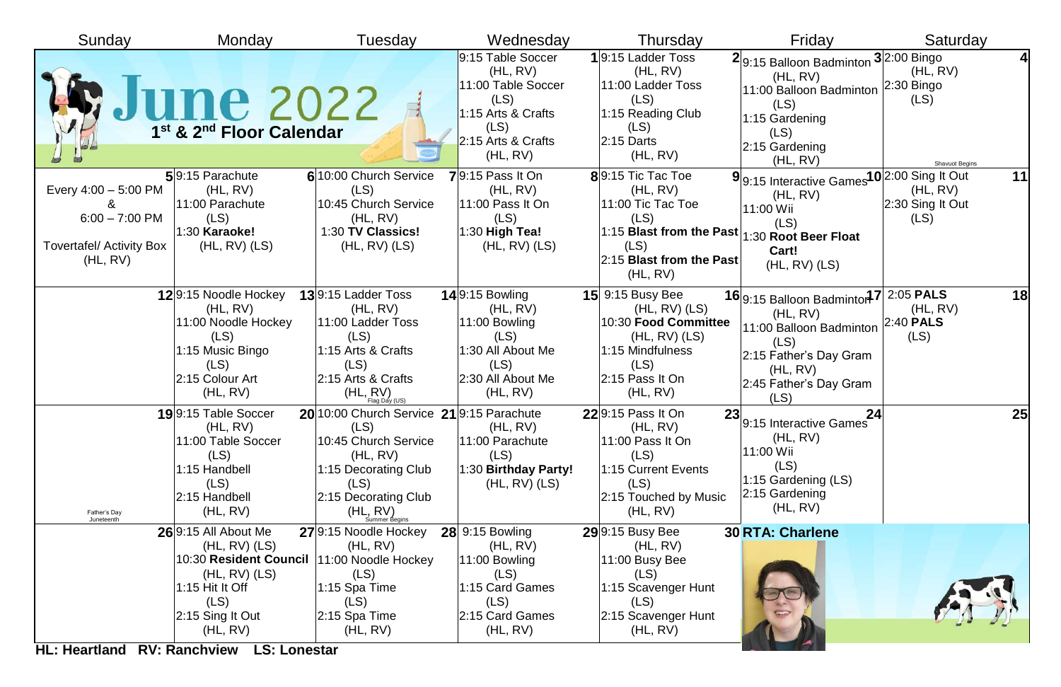# June 2022

## 1st & 2nd Floor Calendar

| Sunday | Monday | Tuesday | Wednesday | Thursday | Friday | Saturday |
|---|---|---|---|---|---|---|
| | | | 1<br>9:15 Table Soccer (HL, RV)<br>11:00 Table Soccer (LS)<br>1:15 Arts & Crafts (LS)<br>2:15 Arts & Crafts (HL, RV) | 2<br>9:15 Ladder Toss (HL, RV)<br>11:00 Ladder Toss (LS)<br>1:15 Reading Club (LS)<br>2:15 Darts (HL, RV) | 3<br>9:15 Balloon Badminton (HL, RV)<br>11:00 Balloon Badminton (LS)<br>1:15 Gardening (LS)<br>2:15 Gardening (HL, RV) | 4<br>2:00 Bingo (HL, RV)<br>2:30 Bingo (LS)<br>Shavuot Begins |
| 5<br>Every 4:00 – 5:00 PM & 6:00 – 7:00 PM<br>Tovertafel/ Activity Box (HL, RV) | 6<br>9:15 Parachute (HL, RV)<br>11:00 Parachute (LS)<br>1:30 **Karaoke!** (HL, RV) (LS) | 7<br>10:00 Church Service (LS)<br>10:45 Church Service (HL, RV)<br>1:30 **TV Classics!** (HL, RV) (LS) | 8<br>9:15 Pass It On (HL, RV)<br>11:00 Pass It On (LS)<br>1:30 **High Tea!** (HL, RV) (LS) | 9<br>9:15 Tic Tac Toe (HL, RV)<br>11:00 Tic Tac Toe (LS)<br>1:15 **Blast from the Past** (LS)<br>2:15 **Blast from the Past** (HL, RV) | 10<br>9:15 Interactive Games (HL, RV)<br>11:00 Wii (LS)<br>1:30 **Root Beer Float Cart!** (HL, RV) (LS) | 11<br>2:00 Sing It Out (HL, RV)<br>2:30 Sing It Out (LS) |
| 12 | 13<br>9:15 Noodle Hockey (HL, RV)<br>11:00 Noodle Hockey (LS)<br>1:15 Music Bingo (LS)<br>2:15 Colour Art (HL, RV) | 14<br>9:15 Ladder Toss (HL, RV)<br>11:00 Ladder Toss (LS)<br>1:15 Arts & Crafts (LS)<br>2:15 Arts & Crafts (HL, RV)<br>Flag Day (US) | 15<br>9:15 Bowling (HL, RV)<br>11:00 Bowling (LS)<br>1:30 All About Me (LS)<br>2:30 All About Me (HL, RV) | 16<br>9:15 Busy Bee (HL, RV) (LS)<br>10:30 **Food Committee** (HL, RV) (LS)<br>1:15 Mindfulness (LS)<br>2:15 Pass It On (HL, RV) | 17<br>9:15 Balloon Badminton (HL, RV)<br>11:00 Balloon Badminton (LS)<br>2:15 Father's Day Gram (HL, RV)<br>2:45 Father's Day Gram (LS) | 18<br>2:05 **PALS** (HL, RV)<br>2:40 **PALS** (LS) |
| 19<br>Father's Day<br>Juneteenth | 20<br>9:15 Table Soccer (HL, RV)<br>11:00 Table Soccer (LS)<br>1:15 Handbell (LS)<br>2:15 Handbell (HL, RV) | 21<br>10:00 Church Service (LS)<br>10:45 Church Service (HL, RV)<br>1:15 Decorating Club (LS)<br>2:15 Decorating Club (HL, RV)<br>Summer Begins | 22<br>9:15 Parachute (HL, RV)<br>11:00 Parachute (LS)<br>1:30 **Birthday Party!** (HL, RV) (LS) | 23<br>9:15 Pass It On (HL, RV)<br>11:00 Pass It On (LS)<br>1:15 Current Events (LS)<br>2:15 Touched by Music (HL, RV) | 24<br>9:15 Interactive Games (HL, RV)<br>11:00 Wii (LS)<br>1:15 Gardening (LS)<br>2:15 Gardening (HL, RV) | 25 |
| 26 | 27<br>9:15 All About Me (HL, RV) (LS)<br>10:30 **Resident Council** (HL, RV) (LS)<br>1:15 Hit It Off (LS)<br>2:15 Sing It Out (HL, RV) | 28<br>9:15 Noodle Hockey (HL, RV)<br>11:00 Noodle Hockey (LS)<br>1:15 Spa Time (LS)<br>2:15 Spa Time (HL, RV) | 29<br>9:15 Bowling (HL, RV)<br>11:00 Bowling (LS)<br>1:15 Card Games (LS)<br>2:15 Card Games (HL, RV) | 30<br>9:15 Busy Bee (HL, RV)<br>11:00 Busy Bee (LS)<br>1:15 Scavenger Hunt (LS)<br>2:15 Scavenger Hunt (HL, RV) | **RTA: Charlene** | |

**HL: Heartland RV: Ranchview LS: Lonestar**